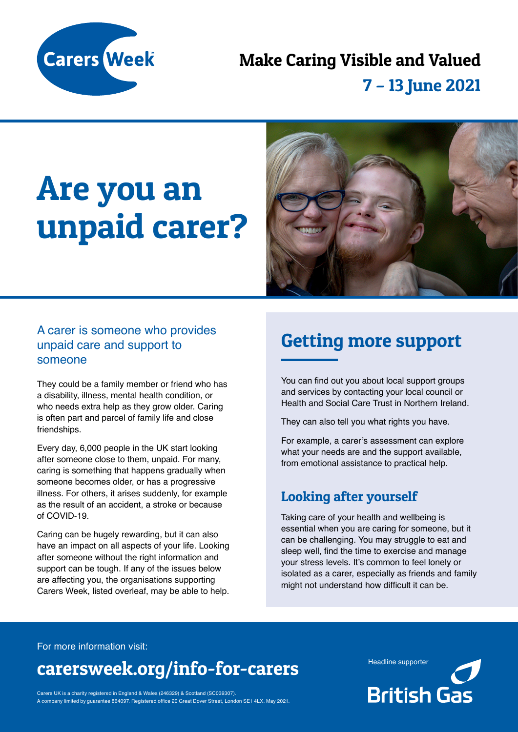Carers Week

## Make Caring Visible and Valued

## 7 – 13 June 2021

# Are you an unpaid carer?

### A carer is someone who provides unpaid care and support to someone

They could be a family member or friend who has a disability, illness, mental health condition, or who needs extra help as they grow older. Caring is often part and parcel of family life and close friendships.

Every day, 6,000 people in the UK start looking after someone close to them, unpaid. For many, caring is something that happens gradually when someone becomes older, or has a progressive illness. For others, it arises suddenly, for example as the result of an accident, a stroke or because of COVID-19.

Caring can be hugely rewarding, but it can also have an impact on all aspects of your life. Looking after someone without the right information and support can be tough. If any of the issues below are affecting you, the organisations supporting Carers Week, listed overleaf, may be able to help.

## Getting more support

You can find out you about local support groups and services by contacting your local council or Health and Social Care Trust in Northern Ireland.

They can also tell you what rights you have.

For example, a carer's assessment can explore what your needs are and the support available, from emotional assistance to practical help.

### Looking after yourself

Taking care of your health and wellbeing is essential when you are caring for someone, but it can be challenging. You may struggle to eat and sleep well, find the time to exercise and manage your stress levels. It's common to feel lonely or isolated as a carer, especially as friends and family might not understand how difficult it can be.

For more information visit:

## carersweek.org/info-for-carers

Carers UK is a charity registered in England & Wales (246329) & Scotland (SC039307).
A company limited by guarantee 864097. Registered office 20 Great Dover Street, London SE1 4LX. May 2021.

Headline supporter

British Gas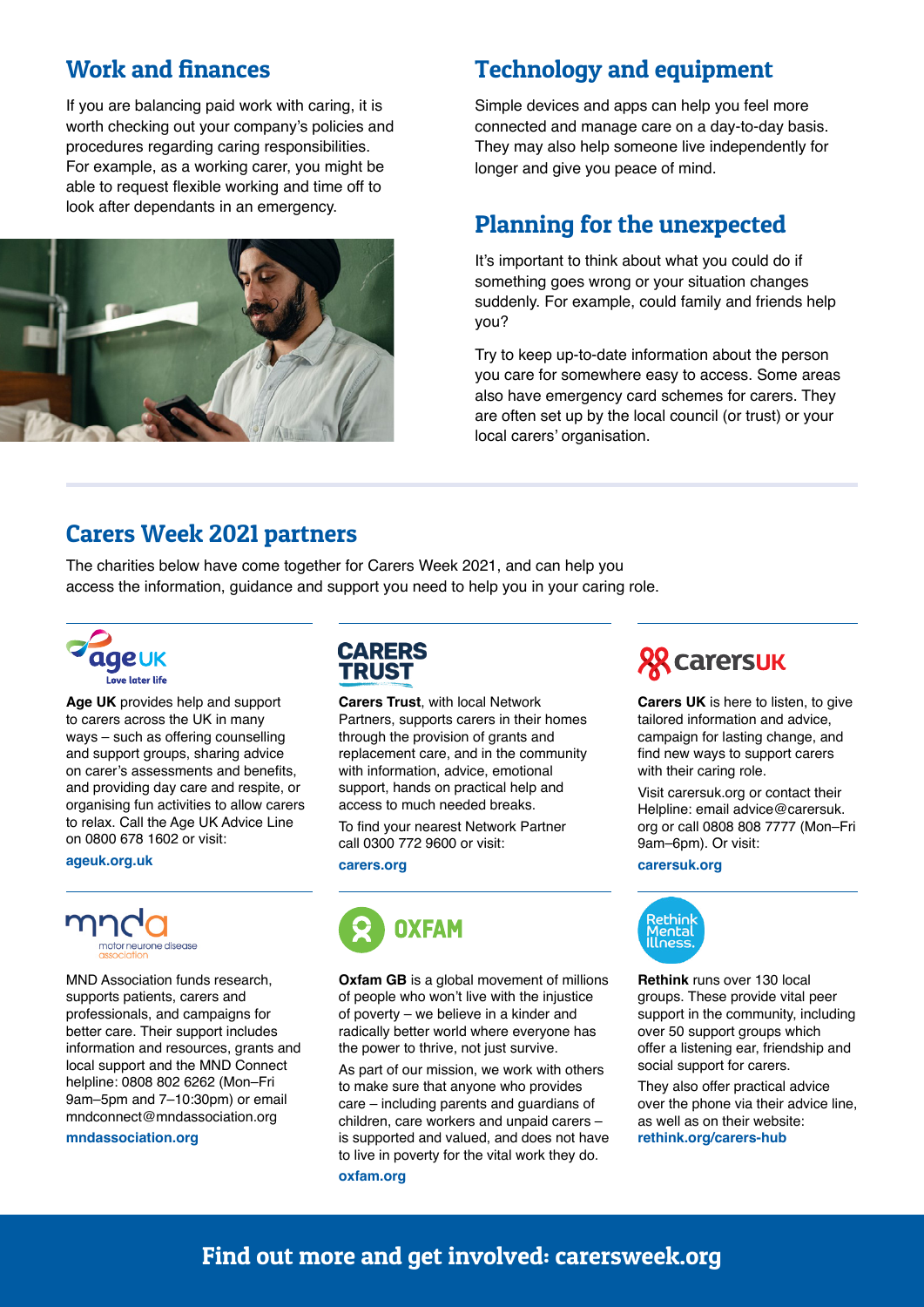## Work and finances

If you are balancing paid work with caring, it is worth checking out your company's policies and procedures regarding caring responsibilities. For example, as a working carer, you might be able to request flexible working and time off to look after dependants in an emergency.

## Technology and equipment

Simple devices and apps can help you feel more connected and manage care on a day-to-day basis. They may also help someone live independently for longer and give you peace of mind.

## Planning for the unexpected

It's important to think about what you could do if something goes wrong or your situation changes suddenly. For example, could family and friends help you?

Try to keep up-to-date information about the person you care for somewhere easy to access. Some areas also have emergency card schemes for carers. They are often set up by the local council (or trust) or your local carers' organisation.

## Carers Week 2021 partners

The charities below have come together for Carers Week 2021, and can help you access the information, guidance and support you need to help you in your caring role.

**Age UK** provides help and support to carers across the UK in many ways – such as offering counselling and support groups, sharing advice on carer's assessments and benefits, and providing day care and respite, or organising fun activities to allow carers to relax. Call the Age UK Advice Line on 0800 678 1602 or visit:

**ageuk.org.uk**

**Carers Trust**, with local Network Partners, supports carers in their homes through the provision of grants and replacement care, and in the community with information, advice, emotional support, hands on practical help and access to much needed breaks.

To find your nearest Network Partner call 0300 772 9600 or visit:

**carers.org**

**Carers UK** is here to listen, to give tailored information and advice, campaign for lasting change, and find new ways to support carers with their caring role.

Visit carersuk.org or contact their Helpline: email advice@carersuk.org or call 0808 808 7777 (Mon–Fri 9am–6pm). Or visit:

**carersuk.org**

MND Association funds research, supports patients, carers and professionals, and campaigns for better care. Their support includes information and resources, grants and local support and the MND Connect helpline: 0808 802 6262 (Mon–Fri 9am–5pm and 7–10:30pm) or email mndconnect@mndassociation.org

**mndassociation.org**

**Oxfam GB** is a global movement of millions of people who won't live with the injustice of poverty – we believe in a kinder and radically better world where everyone has the power to thrive, not just survive.

As part of our mission, we work with others to make sure that anyone who provides care – including parents and guardians of children, care workers and unpaid carers – is supported and valued, and does not have to live in poverty for the vital work they do.

**oxfam.org**

**Rethink** runs over 130 local groups. These provide vital peer support in the community, including over 50 support groups which offer a listening ear, friendship and social support for carers.

They also offer practical advice over the phone via their advice line, as well as on their website: **rethink.org/carers-hub**

## Find out more and get involved: carersweek.org